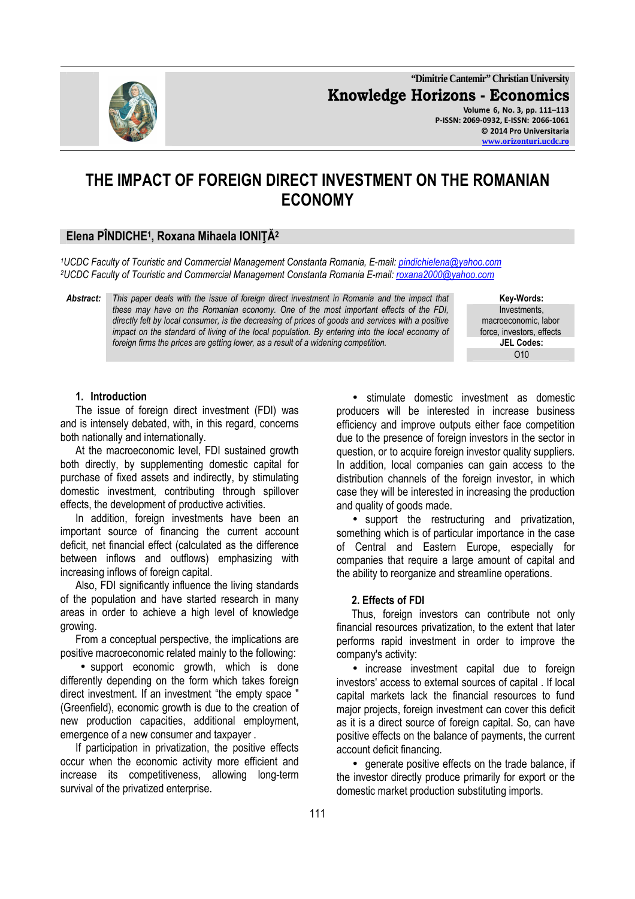# THE IMPACT OF FOREIGN DIRECT INVESTMENT ON THE ROMANIAN ECONOMY

**Elena PÎNDICHE[1], Roxana Mihaela IONIŢĂ[2]**

*[1]UCDC Faculty of Touristic and Commercial Management Constanta Romania, E-mail: pindichielena@yahoo.com*
*[2]UCDC Faculty of Touristic and Commercial Management Constanta Romania E-mail: roxana2000@yahoo.com*

**Abstract:** *This paper deals with the issue of foreign direct investment in Romania and the impact that these may have on the Romanian economy. One of the most important effects of the FDI, directly felt by local consumer, is the decreasing of prices of goods and services with a positive impact on the standard of living of the local population. By entering into the local economy of foreign firms the prices are getting lower, as a result of a widening competition.*

**Key-Words:** Investments, macroeconomic, labor force, investors, effects

**JEL Codes:** O10

## 1. Introduction

The issue of foreign direct investment (FDI) was and is intensely debated, with, in this regard, concerns both nationally and internationally.

At the macroeconomic level, FDI sustained growth both directly, by supplementing domestic capital for purchase of fixed assets and indirectly, by stimulating domestic investment, contributing through spillover effects, the development of productive activities.

In addition, foreign investments have been an important source of financing the current account deficit, net financial effect (calculated as the difference between inflows and outflows) emphasizing with increasing inflows of foreign capital.

Also, FDI significantly influence the living standards of the population and have started research in many areas in order to achieve a high level of knowledge growing.

From a conceptual perspective, the implications are positive macroeconomic related mainly to the following:

- support economic growth, which is done differently depending on the form which takes foreign direct investment. If an investment "the empty space " (Greenfield), economic growth is due to the creation of new production capacities, additional employment, emergence of a new consumer and taxpayer .

If participation in privatization, the positive effects occur when the economic activity more efficient and increase its competitiveness, allowing long-term survival of the privatized enterprise.

- stimulate domestic investment as domestic producers will be interested in increase business efficiency and improve outputs either face competition due to the presence of foreign investors in the sector in question, or to acquire foreign investor quality suppliers. In addition, local companies can gain access to the distribution channels of the foreign investor, in which case they will be interested in increasing the production and quality of goods made.
- support the restructuring and privatization, something which is of particular importance in the case of Central and Eastern Europe, especially for companies that require a large amount of capital and the ability to reorganize and streamline operations.

## 2. Effects of FDI

Thus, foreign investors can contribute not only financial resources privatization, to the extent that later performs rapid investment in order to improve the company's activity:

- increase investment capital due to foreign investors' access to external sources of capital . If local capital markets lack the financial resources to fund major projects, foreign investment can cover this deficit as it is a direct source of foreign capital. So, can have positive effects on the balance of payments, the current account deficit financing.
- generate positive effects on the trade balance, if the investor directly produce primarily for export or the domestic market production substituting imports.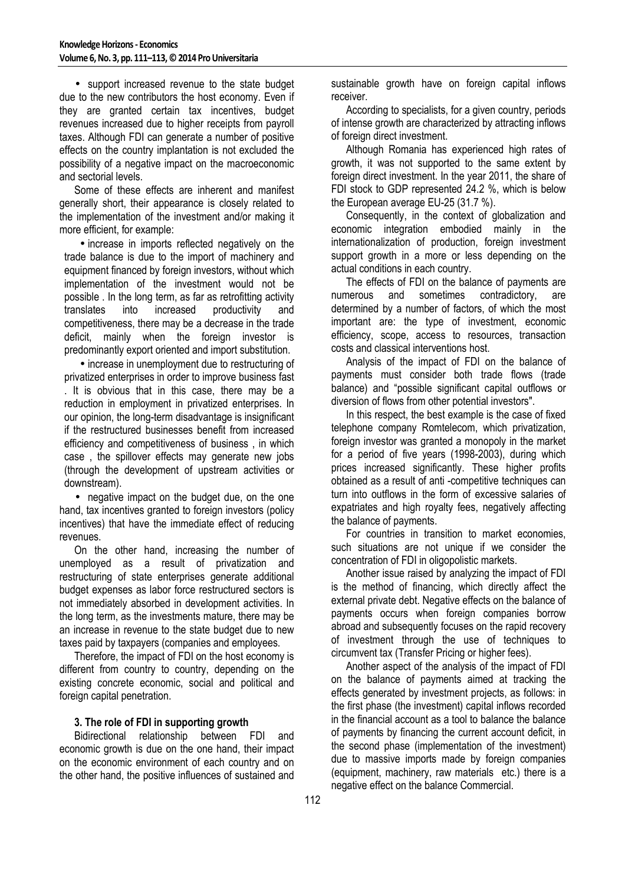- support increased revenue to the state budget due to the new contributors the host economy. Even if they are granted certain tax incentives, budget revenues increased due to higher receipts from payroll taxes. Although FDI can generate a number of positive effects on the country implantation is not excluded the possibility of a negative impact on the macroeconomic and sectorial levels.

Some of these effects are inherent and manifest generally short, their appearance is closely related to the implementation of the investment and/or making it more efficient, for example:

- increase in imports reflected negatively on the trade balance is due to the import of machinery and equipment financed by foreign investors, without which implementation of the investment would not be possible . In the long term, as far as retrofitting activity translates into increased productivity and competitiveness, there may be a decrease in the trade deficit, mainly when the foreign investor is predominantly export oriented and import substitution.
- increase in unemployment due to restructuring of privatized enterprises in order to improve business fast . It is obvious that in this case, there may be a reduction in employment in privatized enterprises. In our opinion, the long-term disadvantage is insignificant if the restructured businesses benefit from increased efficiency and competitiveness of business , in which case , the spillover effects may generate new jobs (through the development of upstream activities or downstream).
- negative impact on the budget due, on the one hand, tax incentives granted to foreign investors (policy incentives) that have the immediate effect of reducing revenues.

On the other hand, increasing the number of unemployed as a result of privatization and restructuring of state enterprises generate additional budget expenses as labor force restructured sectors is not immediately absorbed in development activities. In the long term, as the investments mature, there may be an increase in revenue to the state budget due to new taxes paid by taxpayers (companies and employees.

Therefore, the impact of FDI on the host economy is different from country to country, depending on the existing concrete economic, social and political and foreign capital penetration.

### 3. The role of FDI in supporting growth

Bidirectional relationship between FDI and economic growth is due on the one hand, their impact on the economic environment of each country and on the other hand, the positive influences of sustained and sustainable growth have on foreign capital inflows receiver.

According to specialists, for a given country, periods of intense growth are characterized by attracting inflows of foreign direct investment.

Although Romania has experienced high rates of growth, it was not supported to the same extent by foreign direct investment. In the year 2011, the share of FDI stock to GDP represented 24.2 %, which is below the European average EU-25 (31.7 %).

Consequently, in the context of globalization and economic integration embodied mainly in the internationalization of production, foreign investment support growth in a more or less depending on the actual conditions in each country.

The effects of FDI on the balance of payments are numerous and sometimes contradictory, are determined by a number of factors, of which the most important are: the type of investment, economic efficiency, scope, access to resources, transaction costs and classical interventions host.

Analysis of the impact of FDI on the balance of payments must consider both trade flows (trade balance) and "possible significant capital outflows or diversion of flows from other potential investors".

In this respect, the best example is the case of fixed telephone company Romtelecom, which privatization, foreign investor was granted a monopoly in the market for a period of five years (1998-2003), during which prices increased significantly. These higher profits obtained as a result of anti -competitive techniques can turn into outflows in the form of excessive salaries of expatriates and high royalty fees, negatively affecting the balance of payments.

For countries in transition to market economies, such situations are not unique if we consider the concentration of FDI in oligopolistic markets.

Another issue raised by analyzing the impact of FDI is the method of financing, which directly affect the external private debt. Negative effects on the balance of payments occurs when foreign companies borrow abroad and subsequently focuses on the rapid recovery of investment through the use of techniques to circumvent tax (Transfer Pricing or higher fees).

Another aspect of the analysis of the impact of FDI on the balance of payments aimed at tracking the effects generated by investment projects, as follows: in the first phase (the investment) capital inflows recorded in the financial account as a tool to balance the balance of payments by financing the current account deficit, in the second phase (implementation of the investment) due to massive imports made by foreign companies (equipment, machinery, raw materials etc.) there is a negative effect on the balance Commercial.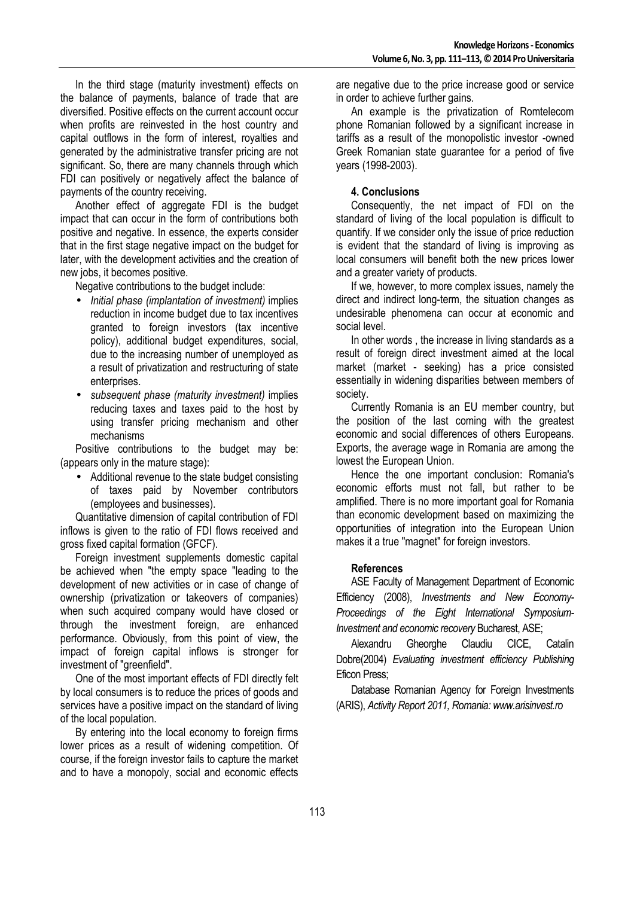In the third stage (maturity investment) effects on the balance of payments, balance of trade that are diversified. Positive effects on the current account occur when profits are reinvested in the host country and capital outflows in the form of interest, royalties and generated by the administrative transfer pricing are not significant. So, there are many channels through which FDI can positively or negatively affect the balance of payments of the country receiving.

Another effect of aggregate FDI is the budget impact that can occur in the form of contributions both positive and negative. In essence, the experts consider that in the first stage negative impact on the budget for later, with the development activities and the creation of new jobs, it becomes positive.

Negative contributions to the budget include:

- *Initial phase (implantation of investment)* implies reduction in income budget due to tax incentives granted to foreign investors (tax incentive policy), additional budget expenditures, social, due to the increasing number of unemployed as a result of privatization and restructuring of state enterprises.
- *subsequent phase (maturity investment)* implies reducing taxes and taxes paid to the host by using transfer pricing mechanism and other mechanisms

Positive contributions to the budget may be: (appears only in the mature stage):

- Additional revenue to the state budget consisting of taxes paid by November contributors (employees and businesses).

Quantitative dimension of capital contribution of FDI inflows is given to the ratio of FDI flows received and gross fixed capital formation (GFCF).

Foreign investment supplements domestic capital be achieved when "the empty space "leading to the development of new activities or in case of change of ownership (privatization or takeovers of companies) when such acquired company would have closed or through the investment foreign, are enhanced performance. Obviously, from this point of view, the impact of foreign capital inflows is stronger for investment of "greenfield".

One of the most important effects of FDI directly felt by local consumers is to reduce the prices of goods and services have a positive impact on the standard of living of the local population.

By entering into the local economy to foreign firms lower prices as a result of widening competition. Of course, if the foreign investor fails to capture the market and to have a monopoly, social and economic effects are negative due to the price increase good or service in order to achieve further gains.

An example is the privatization of Romtelecom phone Romanian followed by a significant increase in tariffs as a result of the monopolistic investor -owned Greek Romanian state guarantee for a period of five years (1998-2003).

## 4. Conclusions

Consequently, the net impact of FDI on the standard of living of the local population is difficult to quantify. If we consider only the issue of price reduction is evident that the standard of living is improving as local consumers will benefit both the new prices lower and a greater variety of products.

If we, however, to more complex issues, namely the direct and indirect long-term, the situation changes as undesirable phenomena can occur at economic and social level.

In other words , the increase in living standards as a result of foreign direct investment aimed at the local market (market - seeking) has a price consisted essentially in widening disparities between members of society.

Currently Romania is an EU member country, but the position of the last coming with the greatest economic and social differences of others Europeans. Exports, the average wage in Romania are among the lowest the European Union.

Hence the one important conclusion: Romania's economic efforts must not fall, but rather to be amplified. There is no more important goal for Romania than economic development based on maximizing the opportunities of integration into the European Union makes it a true "magnet" for foreign investors.

## References

ASE Faculty of Management Department of Economic Efficiency (2008), *Investments and New Economy-Proceedings of the Eight International Symposium-Investment and economic recovery* Bucharest, ASE;

Alexandru Gheorghe Claudiu CICE, Catalin Dobre(2004) *Evaluating investment efficiency Publishing* Eficon Press;

Database Romanian Agency for Foreign Investments (ARIS), *Activity Report 2011, Romania: www.arisinvest.ro*